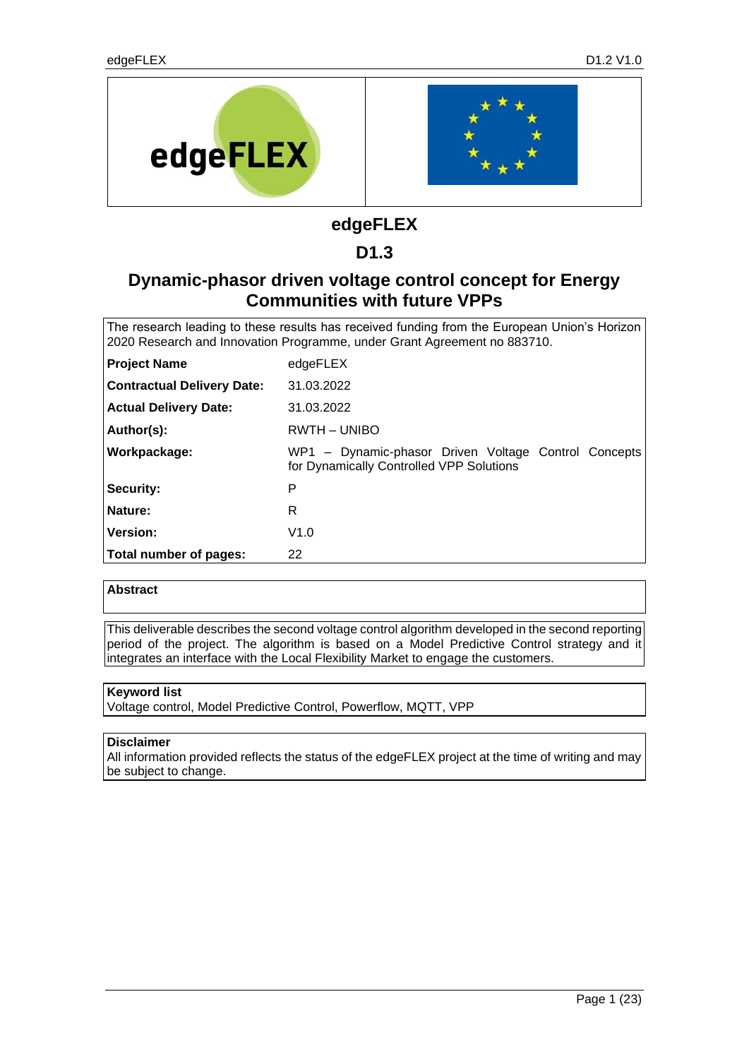# edgeFLEX

## D1.3

## Dynamic-phasor driven voltage control concept for Energy Communities with future VPPs

| The research leading to these results has received funding from the European Union's Horizon 2020 Research and Innovation Programme, under Grant Agreement no 883710. | |
|---|---|
| **Project Name** | edgeFLEX |
| **Contractual Delivery Date:** | 31.03.2022 |
| **Actual Delivery Date:** | 31.03.2022 |
| **Author(s):** | RWTH – UNIBO |
| **Workpackage:** | WP1 – Dynamic-phasor Driven Voltage Control Concepts for Dynamically Controlled VPP Solutions |
| **Security:** | P |
| **Nature:** | R |
| **Version:** | V1.0 |
| **Total number of pages:** | 22 |

**Abstract**

This deliverable describes the second voltage control algorithm developed in the second reporting period of the project. The algorithm is based on a Model Predictive Control strategy and it integrates an interface with the Local Flexibility Market to engage the customers.

**Keyword list**

Voltage control, Model Predictive Control, Powerflow, MQTT, VPP

**Disclaimer**

All information provided reflects the status of the edgeFLEX project at the time of writing and may be subject to change.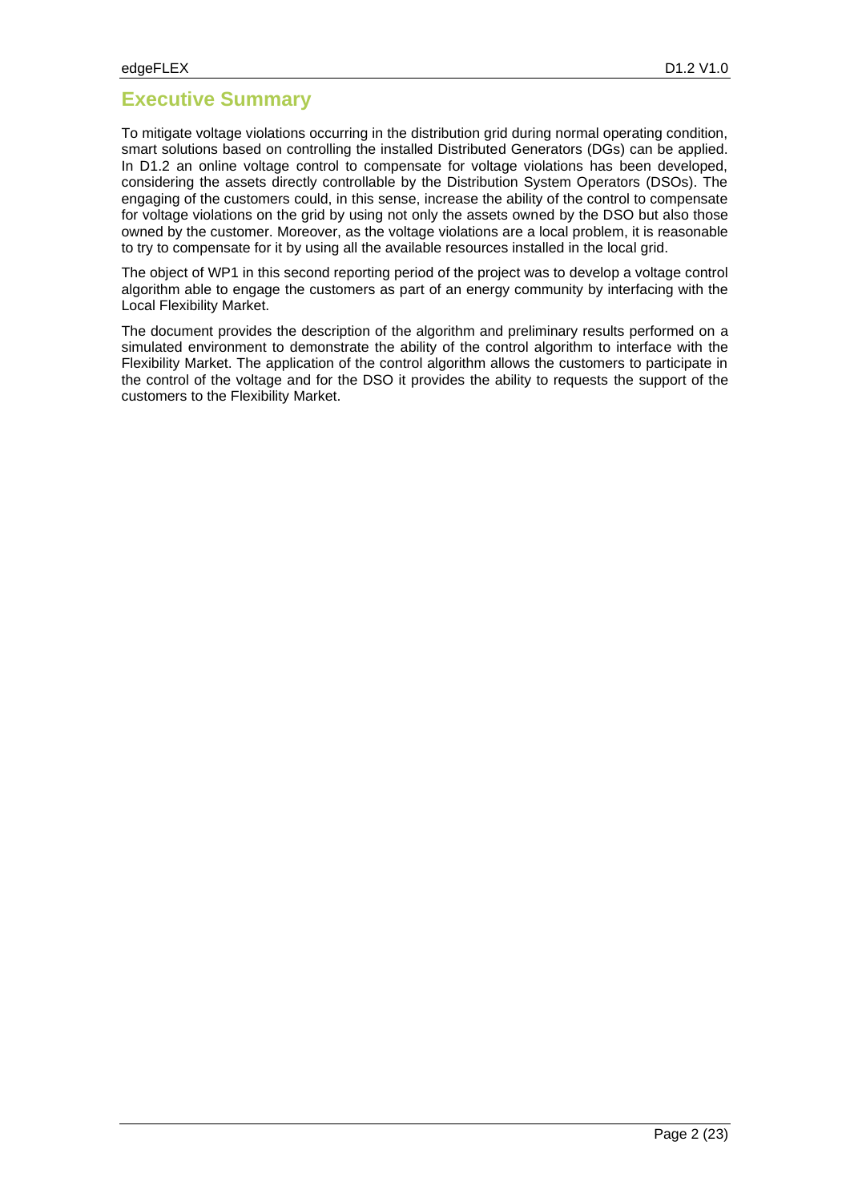# Executive Summary

To mitigate voltage violations occurring in the distribution grid during normal operating condition, smart solutions based on controlling the installed Distributed Generators (DGs) can be applied. In D1.2 an online voltage control to compensate for voltage violations has been developed, considering the assets directly controllable by the Distribution System Operators (DSOs). The engaging of the customers could, in this sense, increase the ability of the control to compensate for voltage violations on the grid by using not only the assets owned by the DSO but also those owned by the customer. Moreover, as the voltage violations are a local problem, it is reasonable to try to compensate for it by using all the available resources installed in the local grid.

The object of WP1 in this second reporting period of the project was to develop a voltage control algorithm able to engage the customers as part of an energy community by interfacing with the Local Flexibility Market.

The document provides the description of the algorithm and preliminary results performed on a simulated environment to demonstrate the ability of the control algorithm to interface with the Flexibility Market. The application of the control algorithm allows the customers to participate in the control of the voltage and for the DSO it provides the ability to requests the support of the customers to the Flexibility Market.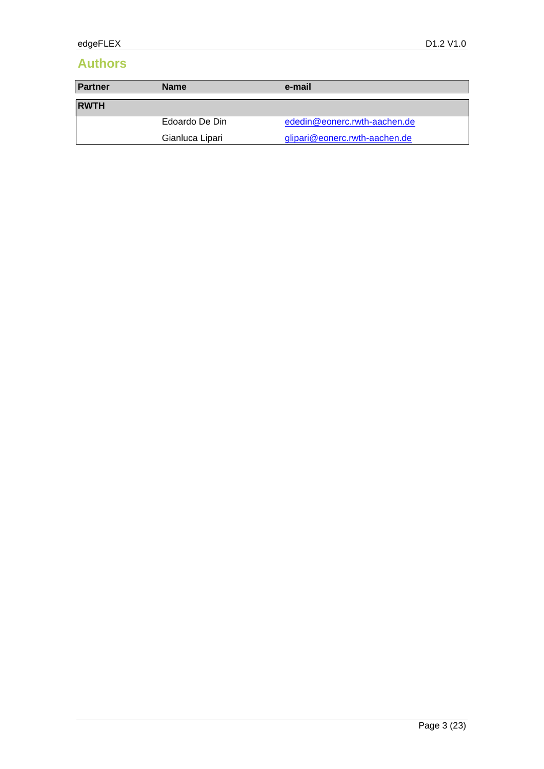## Authors

| Partner | Name | e-mail |
| --- | --- | --- |
| **RWTH** | | |
| | Edoardo De Din | ededin@eonerc.rwth-aachen.de |
| | Gianluca Lipari | glipari@eonerc.rwth-aachen.de |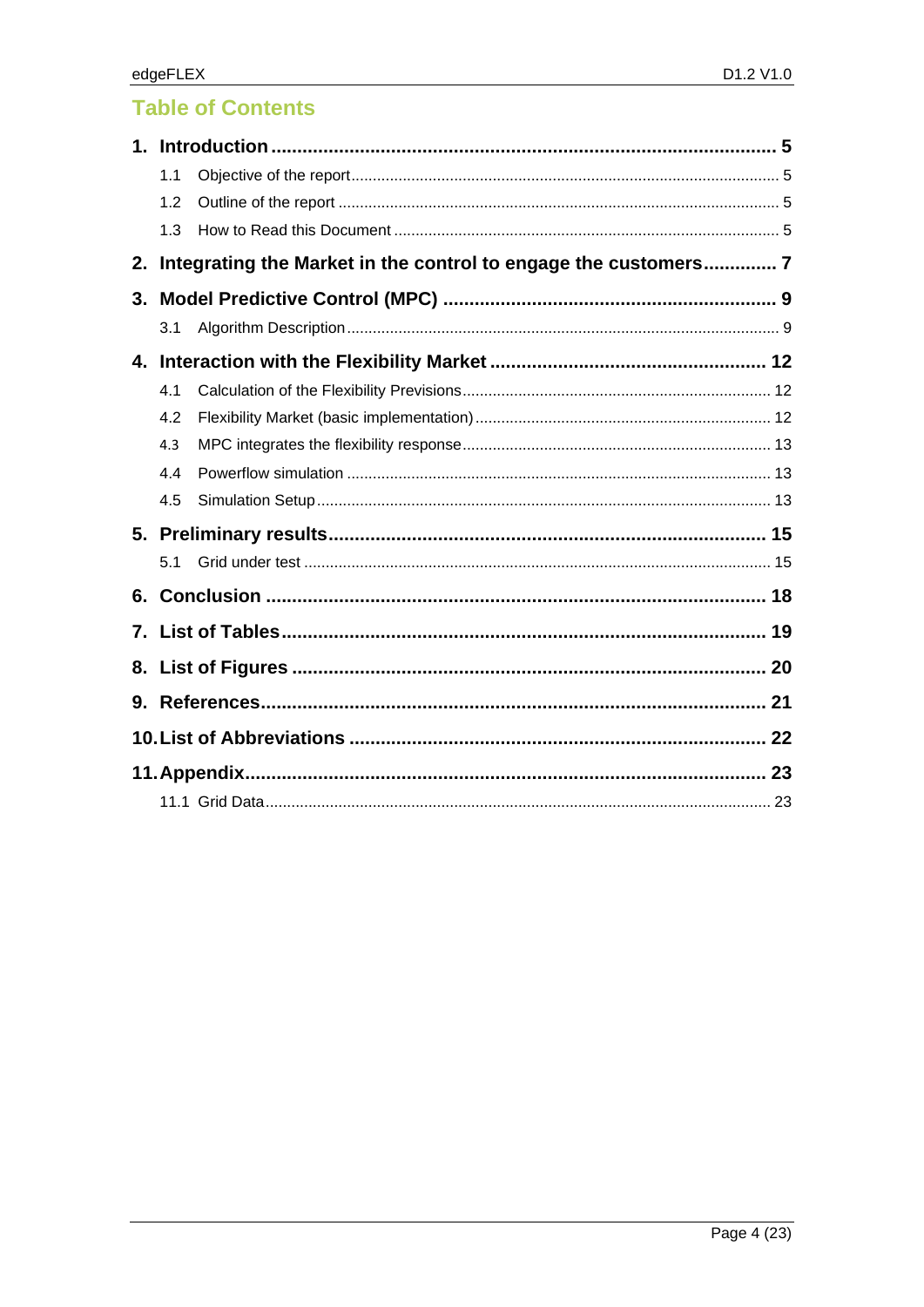# Table of Contents

- **1. Introduction** ... 5
  - 1.1 Objective of the report ... 5
  - 1.2 Outline of the report ... 5
  - 1.3 How to Read this Document ... 5
- **2. Integrating the Market in the control to engage the customers** ... 7
- **3. Model Predictive Control (MPC)** ... 9
  - 3.1 Algorithm Description ... 9
- **4. Interaction with the Flexibility Market** ... 12
  - 4.1 Calculation of the Flexibility Previsions ... 12
  - 4.2 Flexibility Market (basic implementation) ... 12
  - 4.3 MPC integrates the flexibility response ... 13
  - 4.4 Powerflow simulation ... 13
  - 4.5 Simulation Setup ... 13
- **5. Preliminary results** ... 15
  - 5.1 Grid under test ... 15
- **6. Conclusion** ... 18
- **7. List of Tables** ... 19
- **8. List of Figures** ... 20
- **9. References** ... 21
- **10. List of Abbreviations** ... 22
- **11. Appendix** ... 23
  - 11.1 Grid Data ... 23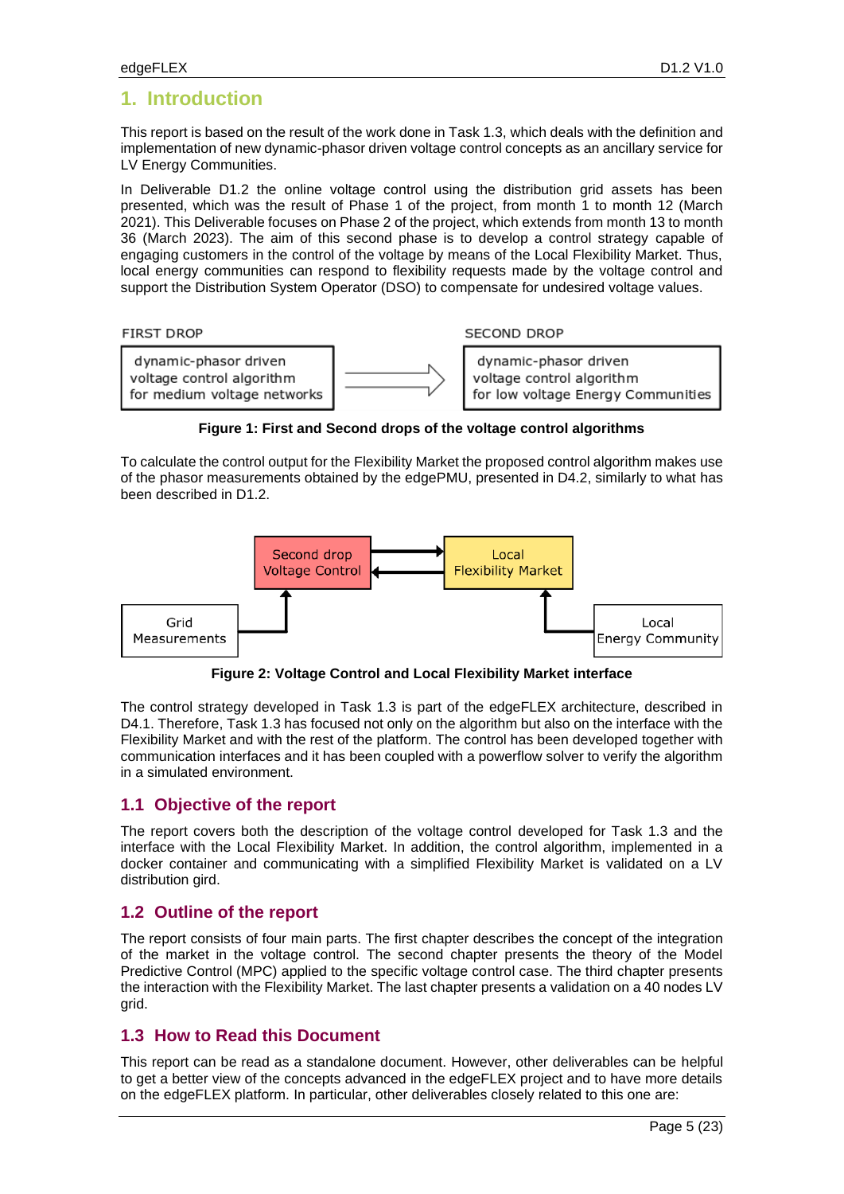# 1. Introduction

This report is based on the result of the work done in Task 1.3, which deals with the definition and implementation of new dynamic-phasor driven voltage control concepts as an ancillary service for LV Energy Communities.

In Deliverable D1.2 the online voltage control using the distribution grid assets has been presented, which was the result of Phase 1 of the project, from month 1 to month 12 (March 2021). This Deliverable focuses on Phase 2 of the project, which extends from month 13 to month 36 (March 2023). The aim of this second phase is to develop a control strategy capable of engaging customers in the control of the voltage by means of the Local Flexibility Market. Thus, local energy communities can respond to flexibility requests made by the voltage control and support the Distribution System Operator (DSO) to compensate for undesired voltage values.

FIRST DROP

dynamic-phasor driven voltage control algorithm for medium voltage networks

SECOND DROP

dynamic-phasor driven voltage control algorithm for low voltage Energy Communities

**Figure 1: First and Second drops of the voltage control algorithms**

To calculate the control output for the Flexibility Market the proposed control algorithm makes use of the phasor measurements obtained by the edgePMU, presented in D4.2, similarly to what has been described in D1.2.

Second drop Voltage Control

Local Flexibility Market

Grid Measurements

Local Energy Community

**Figure 2: Voltage Control and Local Flexibility Market interface**

The control strategy developed in Task 1.3 is part of the edgeFLEX architecture, described in D4.1. Therefore, Task 1.3 has focused not only on the algorithm but also on the interface with the Flexibility Market and with the rest of the platform. The control has been developed together with communication interfaces and it has been coupled with a powerflow solver to verify the algorithm in a simulated environment.

## 1.1 Objective of the report

The report covers both the description of the voltage control developed for Task 1.3 and the interface with the Local Flexibility Market. In addition, the control algorithm, implemented in a docker container and communicating with a simplified Flexibility Market is validated on a LV distribution gird.

## 1.2 Outline of the report

The report consists of four main parts. The first chapter describes the concept of the integration of the market in the voltage control. The second chapter presents the theory of the Model Predictive Control (MPC) applied to the specific voltage control case. The third chapter presents the interaction with the Flexibility Market. The last chapter presents a validation on a 40 nodes LV grid.

## 1.3 How to Read this Document

This report can be read as a standalone document. However, other deliverables can be helpful to get a better view of the concepts advanced in the edgeFLEX project and to have more details on the edgeFLEX platform. In particular, other deliverables closely related to this one are: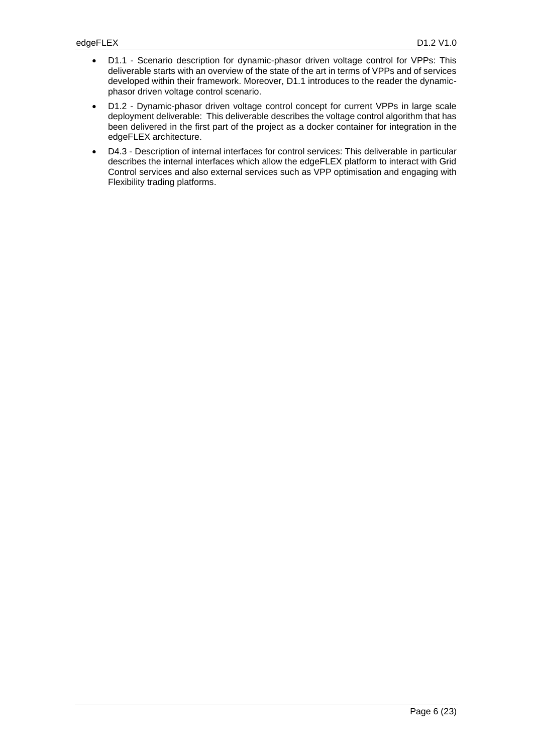- D1.1 - Scenario description for dynamic-phasor driven voltage control for VPPs: This deliverable starts with an overview of the state of the art in terms of VPPs and of services developed within their framework. Moreover, D1.1 introduces to the reader the dynamic-phasor driven voltage control scenario.
- D1.2 - Dynamic-phasor driven voltage control concept for current VPPs in large scale deployment deliverable: This deliverable describes the voltage control algorithm that has been delivered in the first part of the project as a docker container for integration in the edgeFLEX architecture.
- D4.3 - Description of internal interfaces for control services: This deliverable in particular describes the internal interfaces which allow the edgeFLEX platform to interact with Grid Control services and also external services such as VPP optimisation and engaging with Flexibility trading platforms.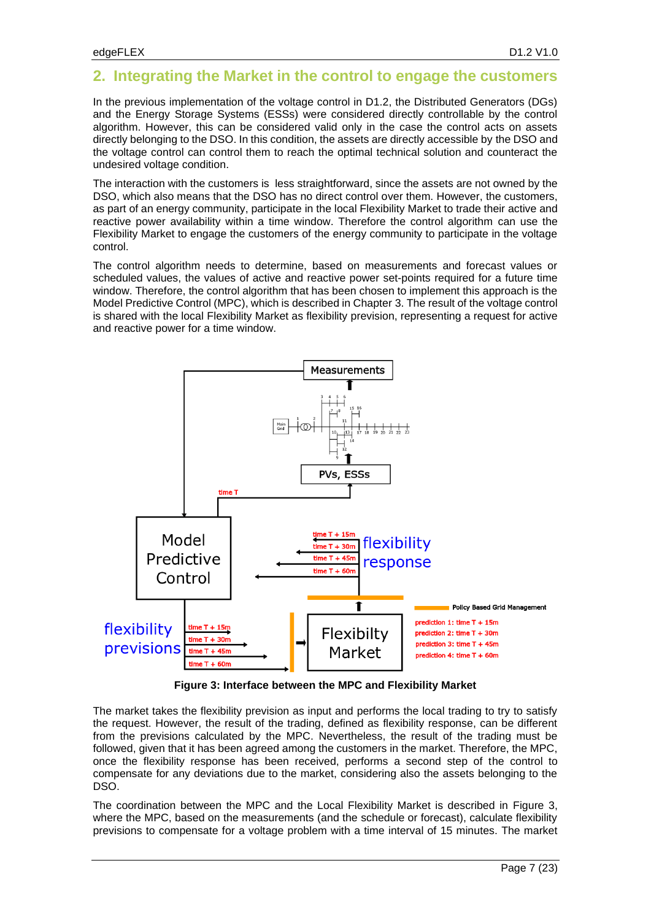## 2. Integrating the Market in the control to engage the customers

In the previous implementation of the voltage control in D1.2, the Distributed Generators (DGs) and the Energy Storage Systems (ESSs) were considered directly controllable by the control algorithm. However, this can be considered valid only in the case the control acts on assets directly belonging to the DSO. In this condition, the assets are directly accessible by the DSO and the voltage control can control them to reach the optimal technical solution and counteract the undesired voltage condition.

The interaction with the customers is less straightforward, since the assets are not owned by the DSO, which also means that the DSO has no direct control over them. However, the customers, as part of an energy community, participate in the local Flexibility Market to trade their active and reactive power availability within a time window. Therefore the control algorithm can use the Flexibility Market to engage the customers of the energy community to participate in the voltage control.

The control algorithm needs to determine, based on measurements and forecast values or scheduled values, the values of active and reactive power set-points required for a future time window. Therefore, the control algorithm that has been chosen to implement this approach is the Model Predictive Control (MPC), which is described in Chapter 3. The result of the voltage control is shared with the local Flexibility Market as flexibility prevision, representing a request for active and reactive power for a time window.

**Figure 3: Interface between the MPC and Flexibility Market**

The market takes the flexibility prevision as input and performs the local trading to try to satisfy the request. However, the result of the trading, defined as flexibility response, can be different from the previsions calculated by the MPC. Nevertheless, the result of the trading must be followed, given that it has been agreed among the customers in the market. Therefore, the MPC, once the flexibility response has been received, performs a second step of the control to compensate for any deviations due to the market, considering also the assets belonging to the DSO.

The coordination between the MPC and the Local Flexibility Market is described in Figure 3, where the MPC, based on the measurements (and the schedule or forecast), calculate flexibility previsions to compensate for a voltage problem with a time interval of 15 minutes. The market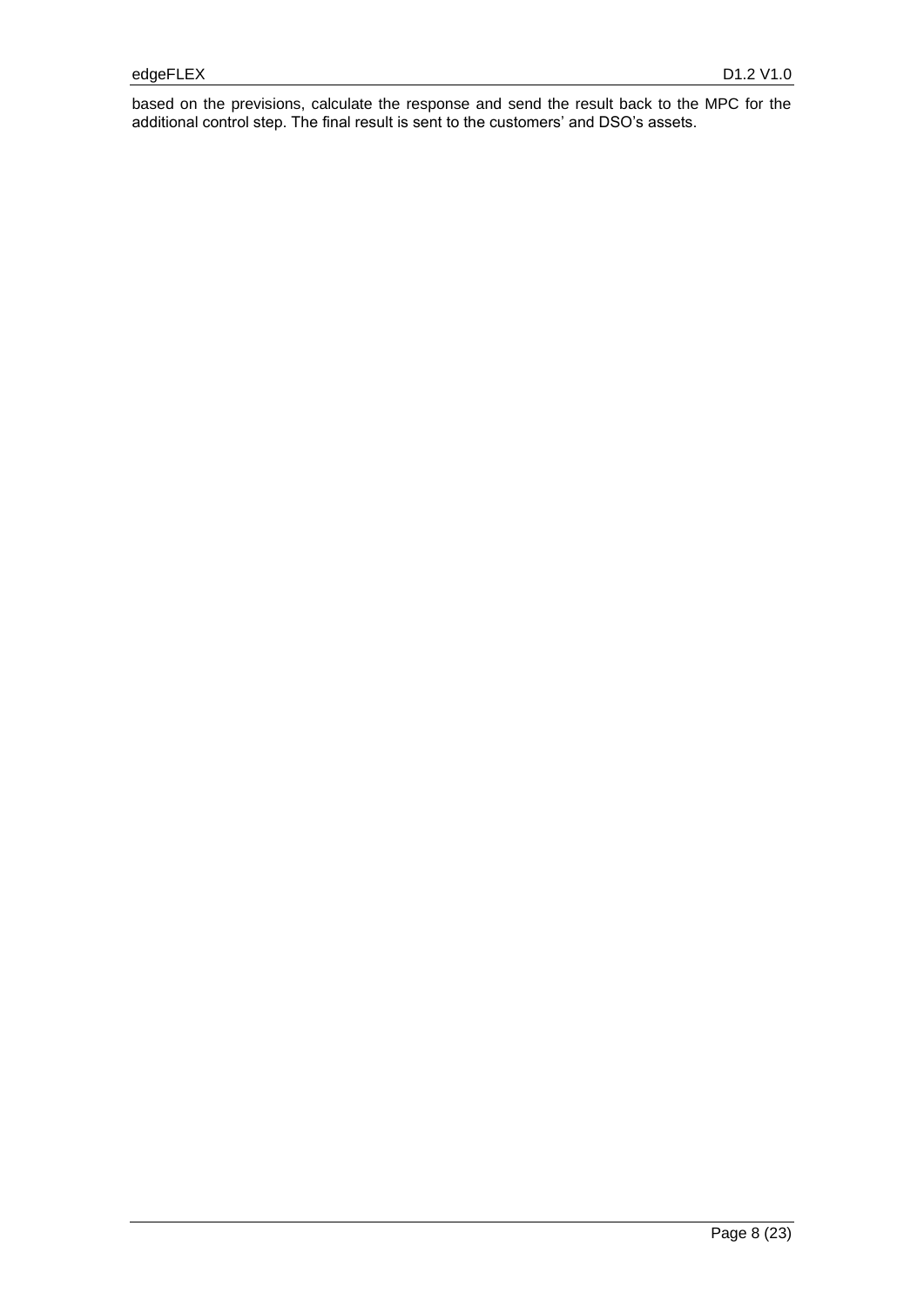based on the previsions, calculate the response and send the result back to the MPC for the additional control step. The final result is sent to the customers' and DSO's assets.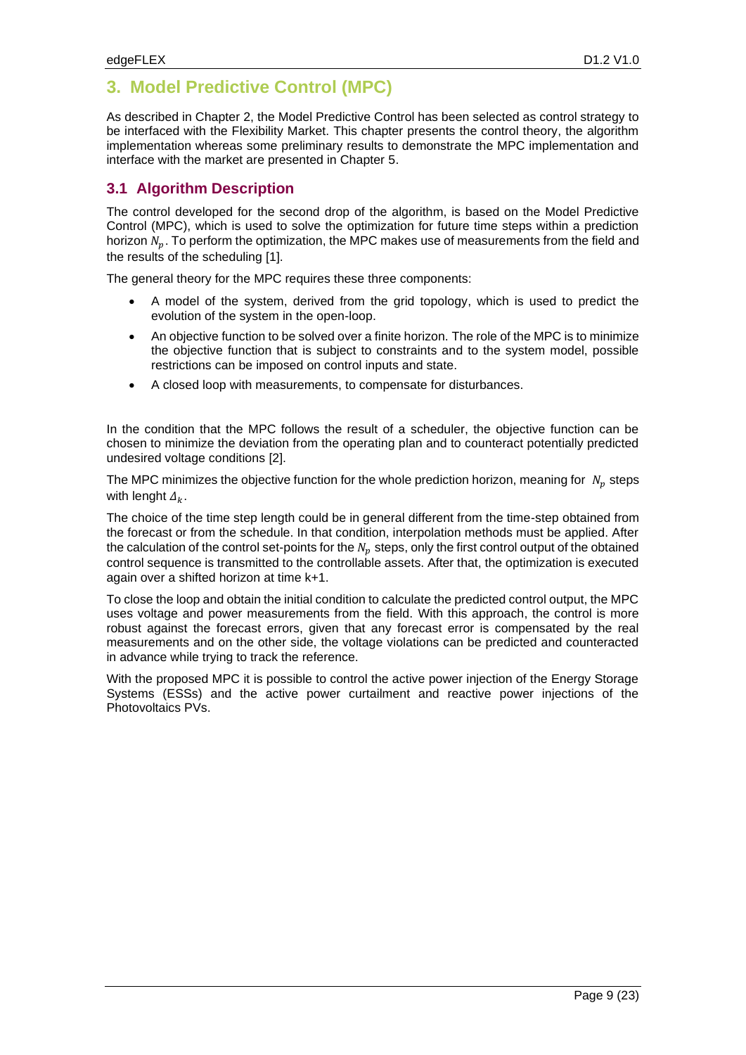# 3. Model Predictive Control (MPC)

As described in Chapter 2, the Model Predictive Control has been selected as control strategy to be interfaced with the Flexibility Market. This chapter presents the control theory, the algorithm implementation whereas some preliminary results to demonstrate the MPC implementation and interface with the market are presented in Chapter 5.

## 3.1 Algorithm Description

The control developed for the second drop of the algorithm, is based on the Model Predictive Control (MPC), which is used to solve the optimization for future time steps within a prediction horizon $N_p$. To perform the optimization, the MPC makes use of measurements from the field and the results of the scheduling [1].

The general theory for the MPC requires these three components:

- A model of the system, derived from the grid topology, which is used to predict the evolution of the system in the open-loop.
- An objective function to be solved over a finite horizon. The role of the MPC is to minimize the objective function that is subject to constraints and to the system model, possible restrictions can be imposed on control inputs and state.
- A closed loop with measurements, to compensate for disturbances.

In the condition that the MPC follows the result of a scheduler, the objective function can be chosen to minimize the deviation from the operating plan and to counteract potentially predicted undesired voltage conditions [2].

The MPC minimizes the objective function for the whole prediction horizon, meaning for $N_p$ steps with lenght $\Delta_k$.

The choice of the time step length could be in general different from the time-step obtained from the forecast or from the schedule. In that condition, interpolation methods must be applied. After the calculation of the control set-points for the $N_p$ steps, only the first control output of the obtained control sequence is transmitted to the controllable assets. After that, the optimization is executed again over a shifted horizon at time k+1.

To close the loop and obtain the initial condition to calculate the predicted control output, the MPC uses voltage and power measurements from the field. With this approach, the control is more robust against the forecast errors, given that any forecast error is compensated by the real measurements and on the other side, the voltage violations can be predicted and counteracted in advance while trying to track the reference.

With the proposed MPC it is possible to control the active power injection of the Energy Storage Systems (ESSs) and the active power curtailment and reactive power injections of the Photovoltaics PVs.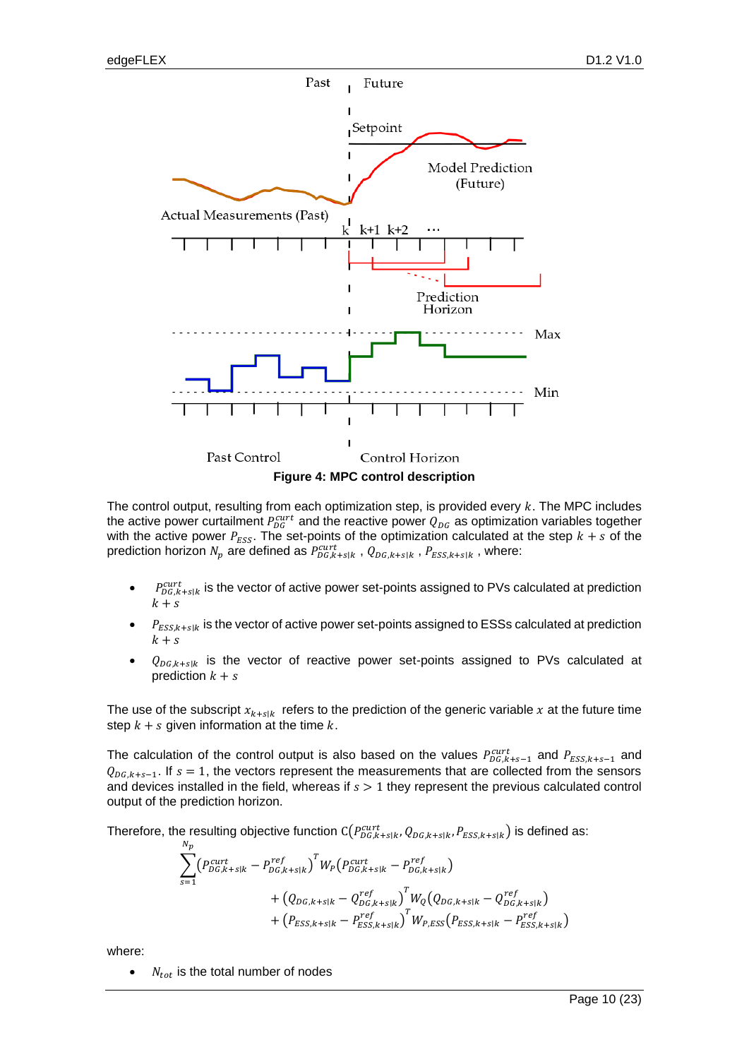Figure 4: MPC control description

The control output, resulting from each optimization step, is provided every $k$. The MPC includes the active power curtailment $P_{DG}^{curt}$ and the reactive power $Q_{DG}$ as optimization variables together with the active power $P_{ESS}$. The set-points of the optimization calculated at the step $k+s$ of the prediction horizon $N_p$ are defined as $P_{DG,k+s|k}^{curt}$ , $Q_{DG,k+s|k}$ , $P_{ESS,k+s|k}$ , where:

- $P_{DG,k+s|k}^{curt}$ is the vector of active power set-points assigned to PVs calculated at prediction $k+s$
- $P_{ESS,k+s|k}$ is the vector of active power set-points assigned to ESSs calculated at prediction $k+s$
- $Q_{DG,k+s|k}$ is the vector of reactive power set-points assigned to PVs calculated at prediction $k+s$

The use of the subscript $x_{k+s|k}$ refers to the prediction of the generic variable $x$ at the future time step $k+s$ given information at the time $k$.

The calculation of the control output is also based on the values $P_{DG,k+s-1}^{curt}$ and $P_{ESS,k+s-1}$ and $Q_{DG,k+s-1}$. If $s=1$, the vectors represent the measurements that are collected from the sensors and devices installed in the field, whereas if $s>1$ they represent the previous calculated control output of the prediction horizon.

Therefore, the resulting objective function $C\left(P_{DG,k+s|k}^{curt}, Q_{DG,k+s|k}, P_{ESS,k+s|k}\right)$ is defined as:

$$
\sum_{s=1}^{N_p} \left(P_{DG,k+s|k}^{curt} - P_{DG,k+s|k}^{ref}\right)^T W_P \left(P_{DG,k+s|k}^{curt} - P_{DG,k+s|k}^{ref}\right) + \left(Q_{DG,k+s|k} - Q_{DG,k+s|k}^{ref}\right)^T W_Q \left(Q_{DG,k+s|k} - Q_{DG,k+s|k}^{ref}\right) + \left(P_{ESS,k+s|k} - P_{ESS,k+s|k}^{ref}\right)^T W_{P,ESS} \left(P_{ESS,k+s|k} - P_{ESS,k+s|k}^{ref}\right)
$$

where:

- $N_{tot}$ is the total number of nodes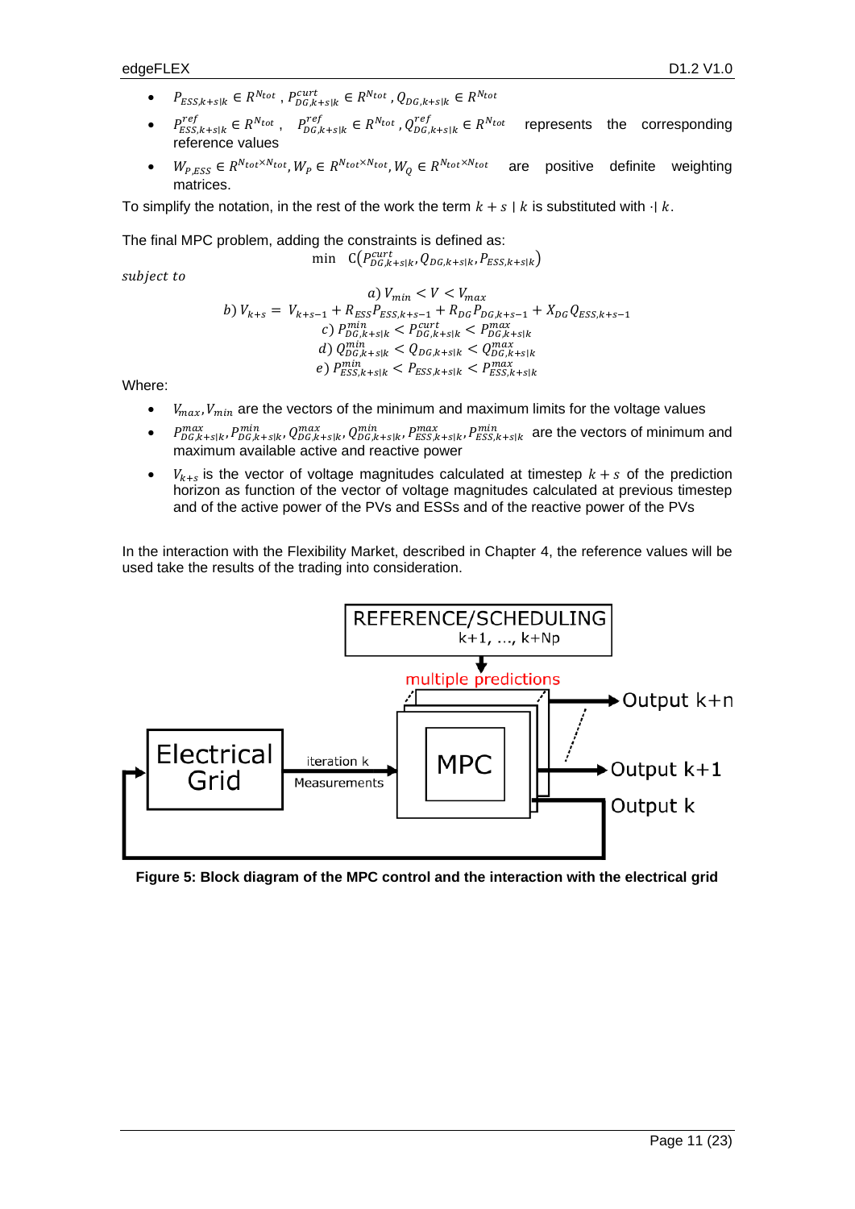- $P_{ESS,k+s|k} \in R^{N_{tot}}$ , $P^{curt}_{DG,k+s|k} \in R^{N_{tot}}$ , $Q_{DG,k+s|k} \in R^{N_{tot}}$
- $P^{ref}_{ESS,k+s|k} \in R^{N_{tot}}$ , $P^{ref}_{DG,k+s|k} \in R^{N_{tot}}$ , $Q^{ref}_{DG,k+s|k} \in R^{N_{tot}}$ represents the corresponding reference values
- $W_{P,ESS} \in R^{N_{tot} \times N_{tot}}, W_P \in R^{N_{tot} \times N_{tot}}, W_Q \in R^{N_{tot} \times N_{tot}}$ are positive definite weighting matrices.

To simplify the notation, in the rest of the work the term $k + s \mid k$ is substituted with $\cdot \mid k$.

The final MPC problem, adding the constraints is defined as:

$$\min \quad C(P^{curt}_{DG,k+s|k}, Q_{DG,k+s|k}, P_{ESS,k+s|k})$$

*subject to*

$$a) \; V_{min} < V < V_{max}$$

$$b) \; V_{k+s} = V_{k+s-1} + R_{ESS} P_{ESS,k+s-1} + R_{DG} P_{DG,k+s-1} + X_{DG} Q_{ESS,k+s-1}$$

$$c) \; P^{min}_{DG,k+s|k} < P^{curt}_{DG,k+s|k} < P^{max}_{DG,k+s|k}$$

$$d) \; Q^{min}_{DG,k+s|k} < Q_{DG,k+s|k} < Q^{max}_{DG,k+s|k}$$

$$e) \; P^{min}_{ESS,k+s|k} < P_{ESS,k+s|k} < P^{max}_{ESS,k+s|k}$$

Where:

- $V_{max}, V_{min}$ are the vectors of the minimum and maximum limits for the voltage values
- $P^{max}_{DG,k+s|k}, P^{min}_{DG,k+s|k}, Q^{max}_{DG,k+s|k}, Q^{min}_{DG,k+s|k}, P^{max}_{ESS,k+s|k}, P^{min}_{ESS,k+s|k}$ are the vectors of minimum and maximum available active and reactive power
- $V_{k+s}$ is the vector of voltage magnitudes calculated at timestep $k + s$ of the prediction horizon as function of the vector of voltage magnitudes calculated at previous timestep and of the active power of the PVs and ESSs and of the reactive power of the PVs

In the interaction with the Flexibility Market, described in Chapter 4, the reference values will be used take the results of the trading into consideration.

**Figure 5: Block diagram of the MPC control and the interaction with the electrical grid**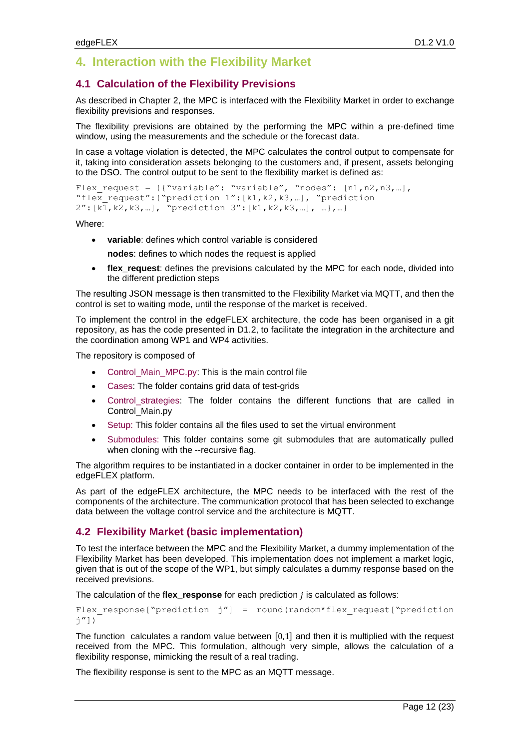# 4. Interaction with the Flexibility Market

## 4.1 Calculation of the Flexibility Previsions

As described in Chapter 2, the MPC is interfaced with the Flexibility Market in order to exchange flexibility previsions and responses.

The flexibility previsions are obtained by the performing the MPC within a pre-defined time window, using the measurements and the schedule or the forecast data.

In case a voltage violation is detected, the MPC calculates the control output to compensate for it, taking into consideration assets belonging to the customers and, if present, assets belonging to the DSO. The control output to be sent to the flexibility market is defined as:

```
Flex_request = {{"variable": "variable", "nodes": [n1,n2,n3,…],
"flex_request":{"prediction 1":[k1,k2,k3,…], "prediction
2":[k1,k2,k3,…], "prediction 3":[k1,k2,k3,…], …},…}
```

Where:

- **variable**: defines which control variable is considered
  
  **nodes**: defines to which nodes the request is applied
- **flex_request**: defines the previsions calculated by the MPC for each node, divided into the different prediction steps

The resulting JSON message is then transmitted to the Flexibility Market via MQTT, and then the control is set to waiting mode, until the response of the market is received.

To implement the control in the edgeFLEX architecture, the code has been organised in a git repository, as has the code presented in D1.2, to facilitate the integration in the architecture and the coordination among WP1 and WP4 activities.

The repository is composed of

- Control_Main_MPC.py: This is the main control file
- Cases: The folder contains grid data of test-grids
- Control_strategies: The folder contains the different functions that are called in Control_Main.py
- Setup: This folder contains all the files used to set the virtual environment
- Submodules: This folder contains some git submodules that are automatically pulled when cloning with the --recursive flag.

The algorithm requires to be instantiated in a docker container in order to be implemented in the edgeFLEX platform.

As part of the edgeFLEX architecture, the MPC needs to be interfaced with the rest of the components of the architecture. The communication protocol that has been selected to exchange data between the voltage control service and the architecture is MQTT.

## 4.2 Flexibility Market (basic implementation)

To test the interface between the MPC and the Flexibility Market, a dummy implementation of the Flexibility Market has been developed. This implementation does not implement a market logic, given that is out of the scope of the WP1, but simply calculates a dummy response based on the received previsions.

The calculation of the f**lex_response** for each prediction $j$ is calculated as follows:

```
Flex_response["prediction j"] = round(random*flex_request["prediction
j"])
```

The function calculates a random value between $[0,1]$ and then it is multiplied with the request received from the MPC. This formulation, although very simple, allows the calculation of a flexibility response, mimicking the result of a real trading.

The flexibility response is sent to the MPC as an MQTT message.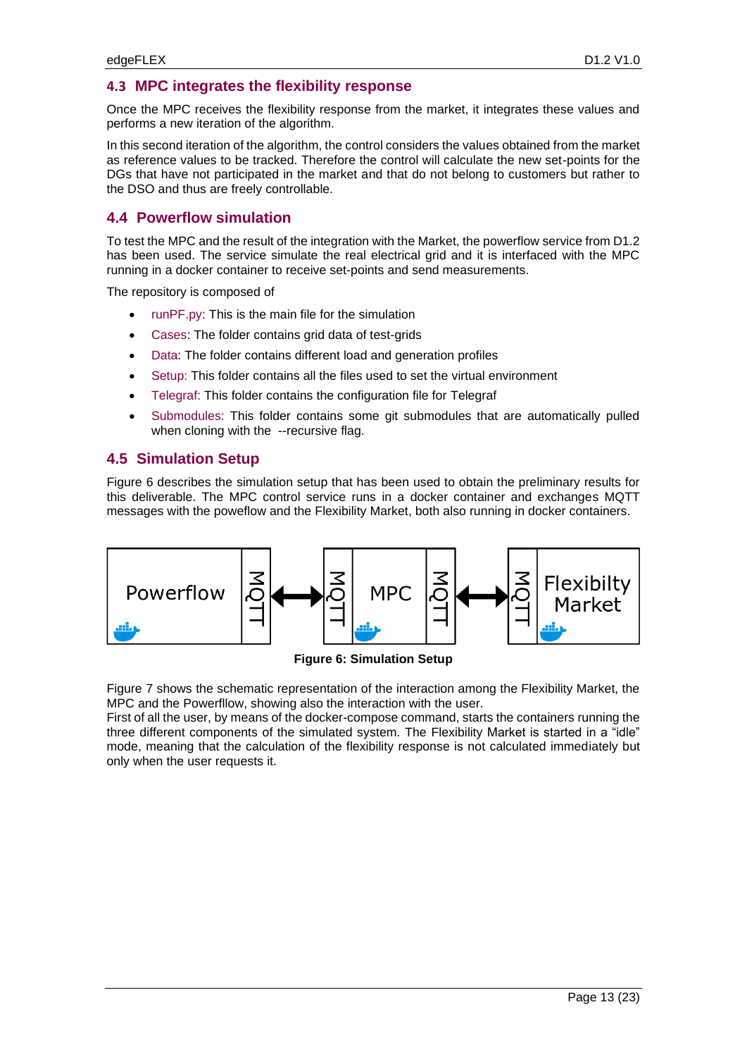## 4.3 MPC integrates the flexibility response

Once the MPC receives the flexibility response from the market, it integrates these values and performs a new iteration of the algorithm.

In this second iteration of the algorithm, the control considers the values obtained from the market as reference values to be tracked. Therefore the control will calculate the new set-points for the DGs that have not participated in the market and that do not belong to customers but rather to the DSO and thus are freely controllable.

## 4.4 Powerflow simulation

To test the MPC and the result of the integration with the Market, the powerflow service from D1.2 has been used. The service simulate the real electrical grid and it is interfaced with the MPC running in a docker container to receive set-points and send measurements.

The repository is composed of

- runPF.py: This is the main file for the simulation
- Cases: The folder contains grid data of test-grids
- Data: The folder contains different load and generation profiles
- Setup: This folder contains all the files used to set the virtual environment
- Telegraf: This folder contains the configuration file for Telegraf
- Submodules: This folder contains some git submodules that are automatically pulled when cloning with the --recursive flag.

## 4.5 Simulation Setup

Figure 6 describes the simulation setup that has been used to obtain the preliminary results for this deliverable. The MPC control service runs in a docker container and exchanges MQTT messages with the poweflow and the Flexibility Market, both also running in docker containers.

Powerflow | MQTT ⟷ MQTT | MPC | MQTT ⟷ MQTT | Flexibilty Market

**Figure 6: Simulation Setup**

Figure 7 shows the schematic representation of the interaction among the Flexibility Market, the MPC and the Powerfllow, showing also the interaction with the user.
First of all the user, by means of the docker-compose command, starts the containers running the three different components of the simulated system. The Flexibility Market is started in a "idle" mode, meaning that the calculation of the flexibility response is not calculated immediately but only when the user requests it.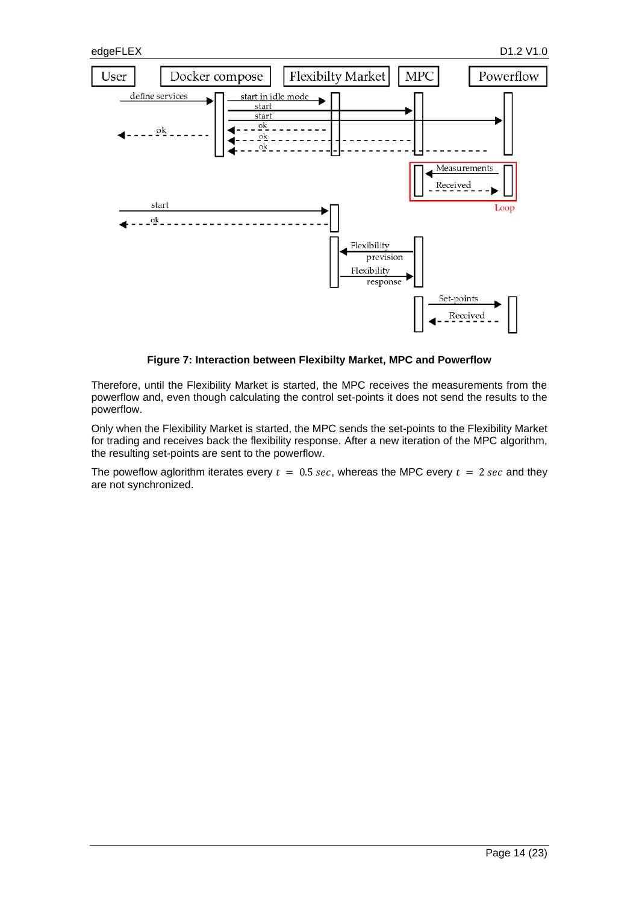**Figure 7: Interaction between Flexibilty Market, MPC and Powerflow**

Therefore, until the Flexibility Market is started, the MPC receives the measurements from the powerflow and, even though calculating the control set-points it does not send the results to the powerflow.

Only when the Flexibility Market is started, the MPC sends the set-points to the Flexibility Market for trading and receives back the flexibility response. After a new iteration of the MPC algorithm, the resulting set-points are sent to the powerflow.

The poweflow aglorithm iterates every $t = 0.5\ sec$, whereas the MPC every $t = 2\ sec$ and they are not synchronized.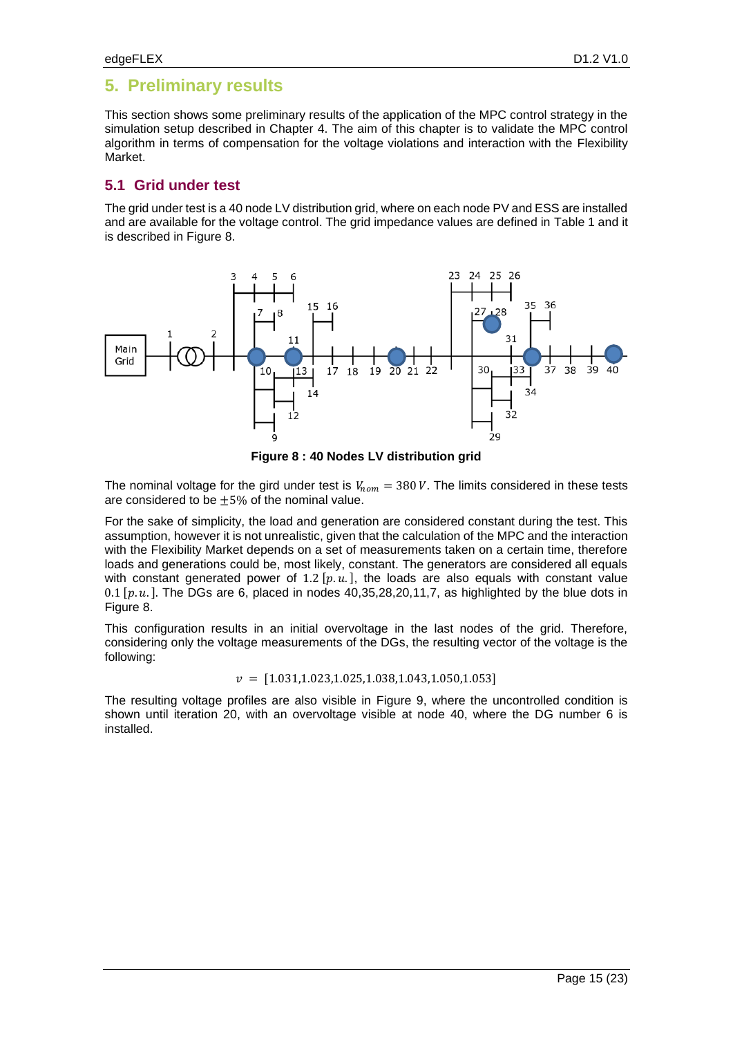# 5. Preliminary results

This section shows some preliminary results of the application of the MPC control strategy in the simulation setup described in Chapter 4. The aim of this chapter is to validate the MPC control algorithm in terms of compensation for the voltage violations and interaction with the Flexibility Market.

## 5.1 Grid under test

The grid under test is a 40 node LV distribution grid, where on each node PV and ESS are installed and are available for the voltage control. The grid impedance values are defined in Table 1 and it is described in Figure 8.

**Figure 8 : 40 Nodes LV distribution grid**

The nominal voltage for the gird under test is $V_{nom} = 380\,V$. The limits considered in these tests are considered to be $\pm 5\%$ of the nominal value.

For the sake of simplicity, the load and generation are considered constant during the test. This assumption, however it is not unrealistic, given that the calculation of the MPC and the interaction with the Flexibility Market depends on a set of measurements taken on a certain time, therefore loads and generations could be, most likely, constant. The generators are considered all equals with constant generated power of $1.2\,[p.u.]$, the loads are also equals with constant value $0.1\,[p.u.]$. The DGs are 6, placed in nodes 40,35,28,20,11,7, as highlighted by the blue dots in Figure 8.

This configuration results in an initial overvoltage in the last nodes of the grid. Therefore, considering only the voltage measurements of the DGs, the resulting vector of the voltage is the following:

$$v = [1.031, 1.023, 1.025, 1.038, 1.043, 1.050, 1.053]$$

The resulting voltage profiles are also visible in Figure 9, where the uncontrolled condition is shown until iteration 20, with an overvoltage visible at node 40, where the DG number 6 is installed.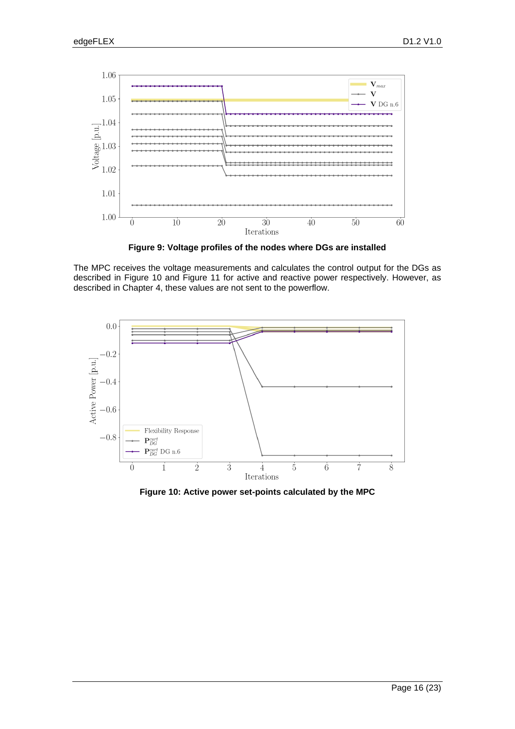**Figure 9: Voltage profiles of the nodes where DGs are installed**

The MPC receives the voltage measurements and calculates the control output for the DGs as described in Figure 10 and Figure 11 for active and reactive power respectively. However, as described in Chapter 4, these values are not sent to the powerflow.

**Figure 10: Active power set-points calculated by the MPC**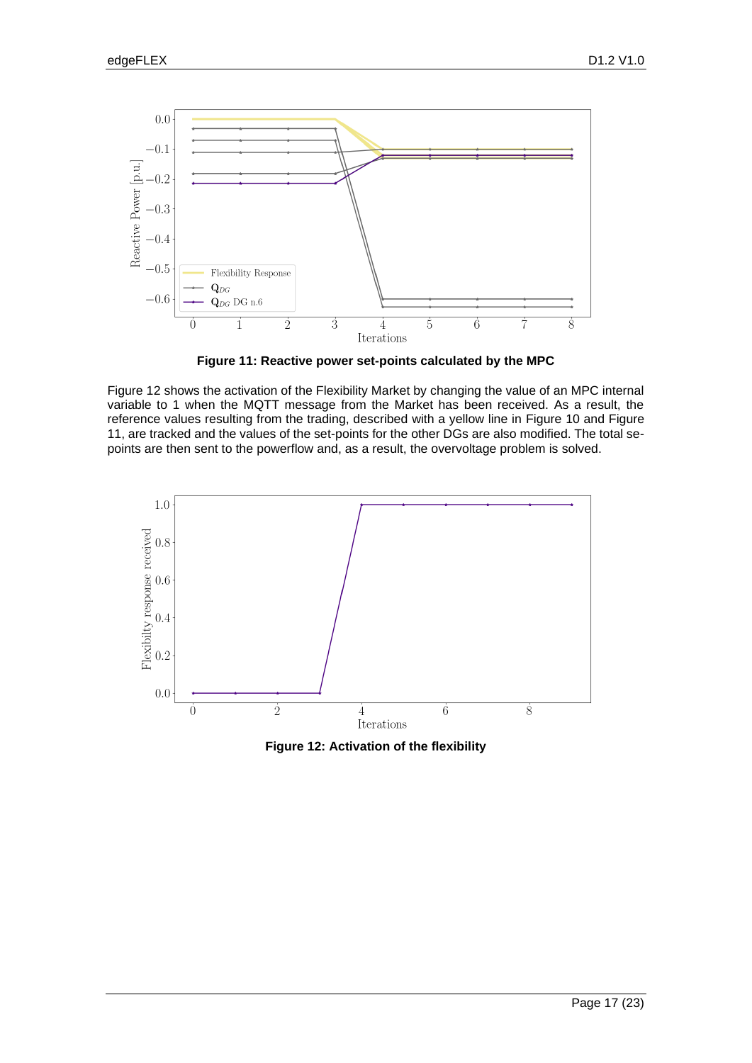**Figure 11: Reactive power set-points calculated by the MPC**

Figure 12 shows the activation of the Flexibility Market by changing the value of an MPC internal variable to 1 when the MQTT message from the Market has been received. As a result, the reference values resulting from the trading, described with a yellow line in Figure 10 and Figure 11, are tracked and the values of the set-points for the other DGs are also modified. The total se-points are then sent to the powerflow and, as a result, the overvoltage problem is solved.

**Figure 12: Activation of the flexibility**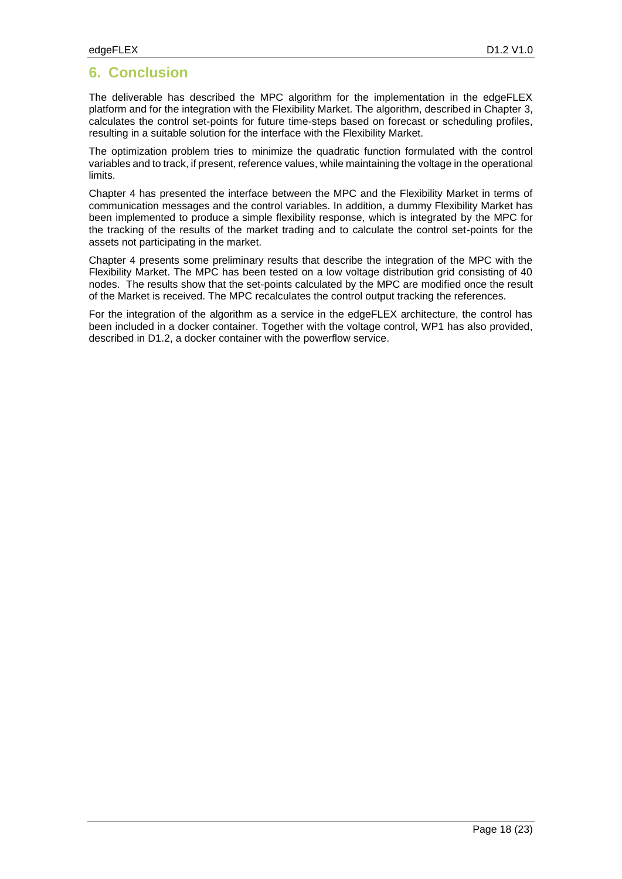# 6. Conclusion

The deliverable has described the MPC algorithm for the implementation in the edgeFLEX platform and for the integration with the Flexibility Market. The algorithm, described in Chapter 3, calculates the control set-points for future time-steps based on forecast or scheduling profiles, resulting in a suitable solution for the interface with the Flexibility Market.

The optimization problem tries to minimize the quadratic function formulated with the control variables and to track, if present, reference values, while maintaining the voltage in the operational limits.

Chapter 4 has presented the interface between the MPC and the Flexibility Market in terms of communication messages and the control variables. In addition, a dummy Flexibility Market has been implemented to produce a simple flexibility response, which is integrated by the MPC for the tracking of the results of the market trading and to calculate the control set-points for the assets not participating in the market.

Chapter 4 presents some preliminary results that describe the integration of the MPC with the Flexibility Market. The MPC has been tested on a low voltage distribution grid consisting of 40 nodes. The results show that the set-points calculated by the MPC are modified once the result of the Market is received. The MPC recalculates the control output tracking the references.

For the integration of the algorithm as a service in the edgeFLEX architecture, the control has been included in a docker container. Together with the voltage control, WP1 has also provided, described in D1.2, a docker container with the powerflow service.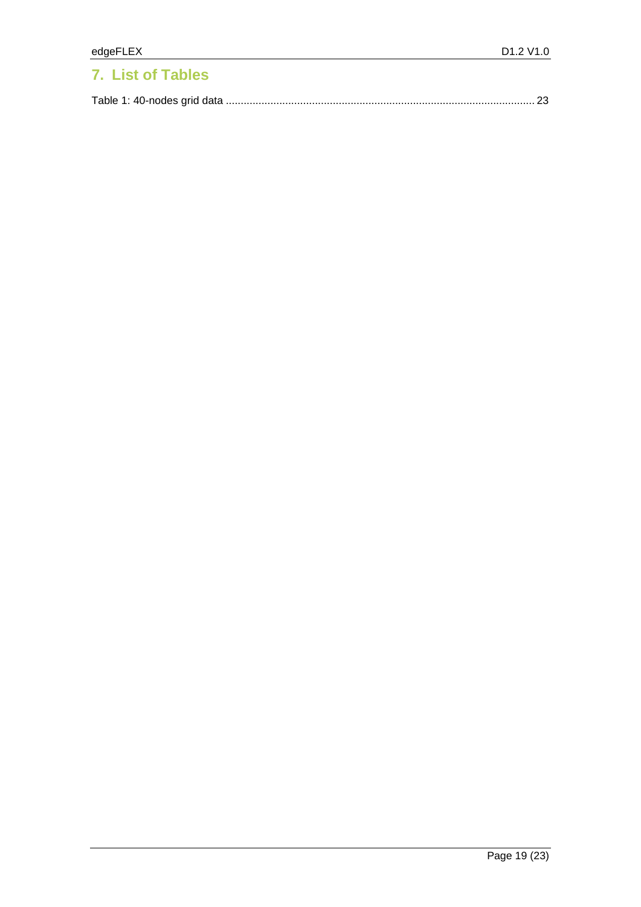# 7. List of Tables

Table 1: 40-nodes grid data ........................................................................................................ 23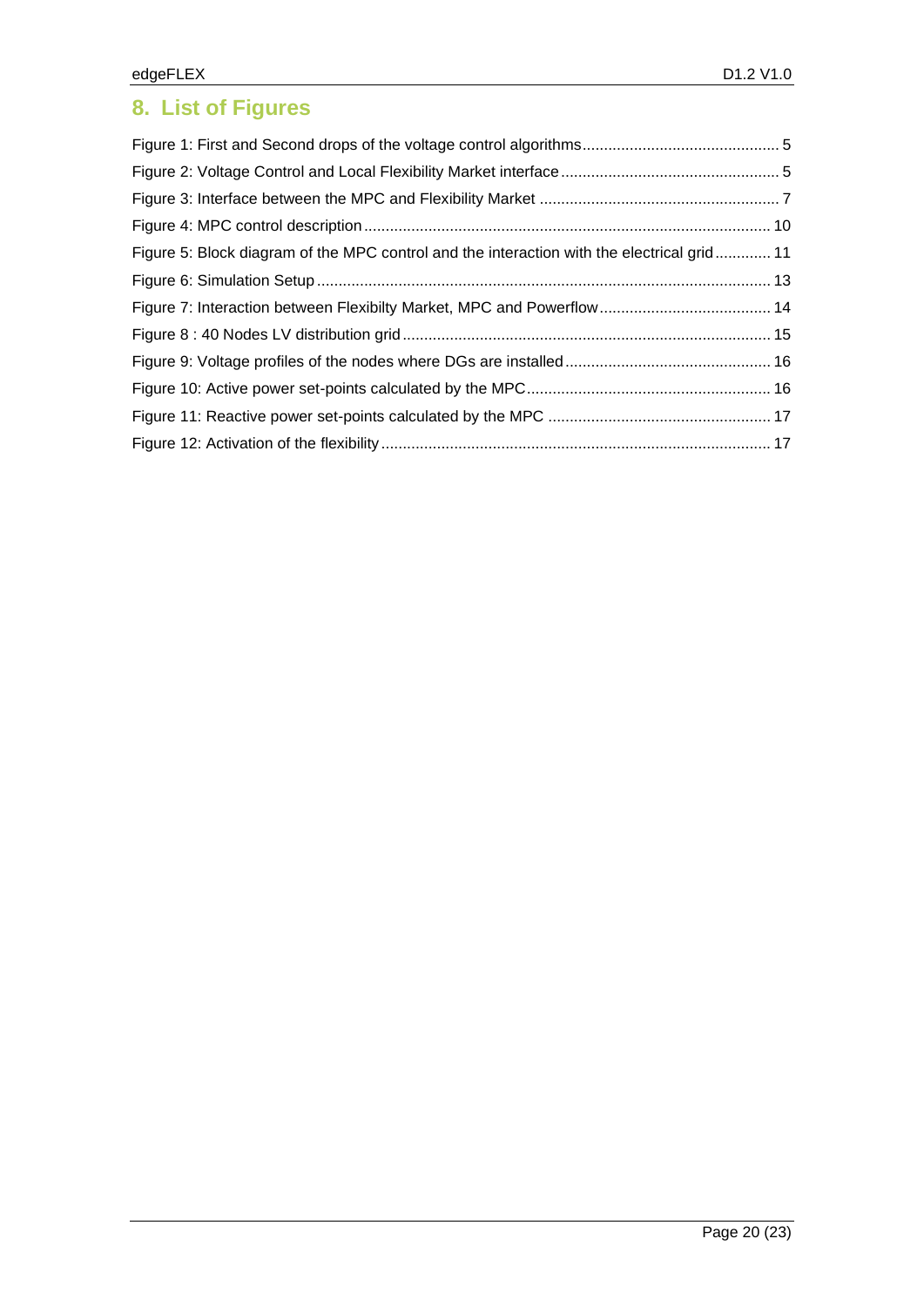# 8. List of Figures

Figure 1: First and Second drops of the voltage control algorithms .......... 5

Figure 2: Voltage Control and Local Flexibility Market interface .......... 5

Figure 3: Interface between the MPC and Flexibility Market .......... 7

Figure 4: MPC control description .......... 10

Figure 5: Block diagram of the MPC control and the interaction with the electrical grid .......... 11

Figure 6: Simulation Setup .......... 13

Figure 7: Interaction between Flexibilty Market, MPC and Powerflow .......... 14

Figure 8 : 40 Nodes LV distribution grid .......... 15

Figure 9: Voltage profiles of the nodes where DGs are installed .......... 16

Figure 10: Active power set-points calculated by the MPC .......... 16

Figure 11: Reactive power set-points calculated by the MPC .......... 17

Figure 12: Activation of the flexibility .......... 17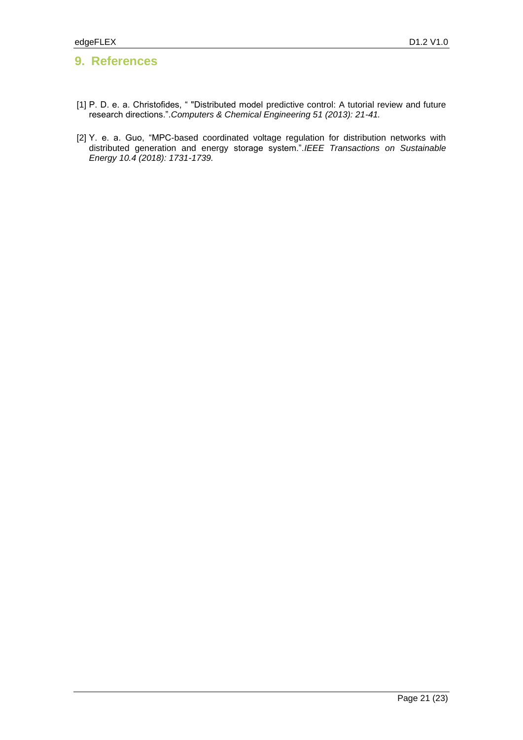# 9. References

[1] P. D. e. a. Christofides, " "Distributed model predictive control: A tutorial review and future research directions.".*Computers & Chemical Engineering 51 (2013): 21-41.*

[2] Y. e. a. Guo, "MPC-based coordinated voltage regulation for distribution networks with distributed generation and energy storage system.".*IEEE Transactions on Sustainable Energy 10.4 (2018): 1731-1739.*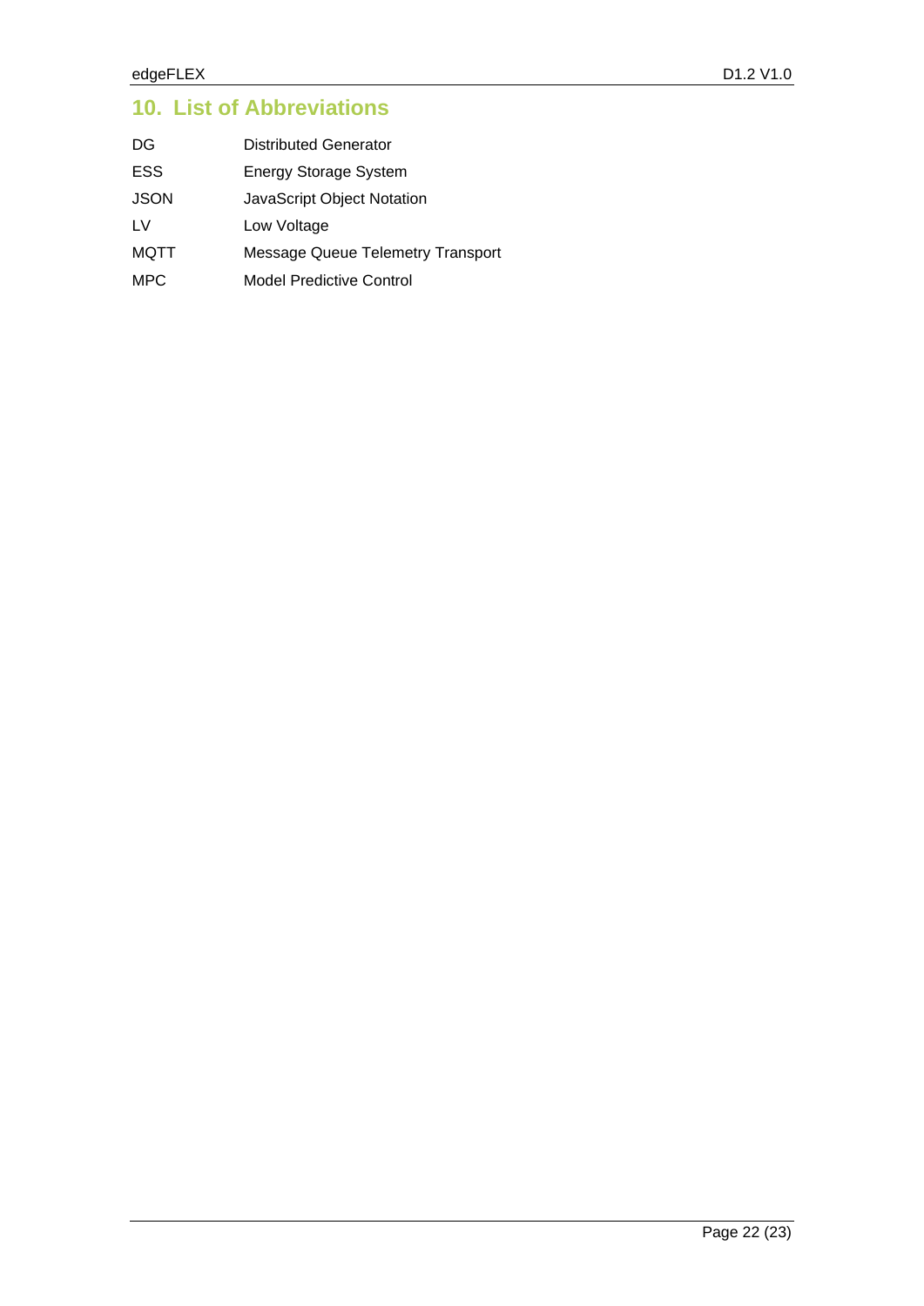# 10. List of Abbreviations

| | |
|---|---|
| DG | Distributed Generator |
| ESS | Energy Storage System |
| JSON | JavaScript Object Notation |
| LV | Low Voltage |
| MQTT | Message Queue Telemetry Transport |
| MPC | Model Predictive Control |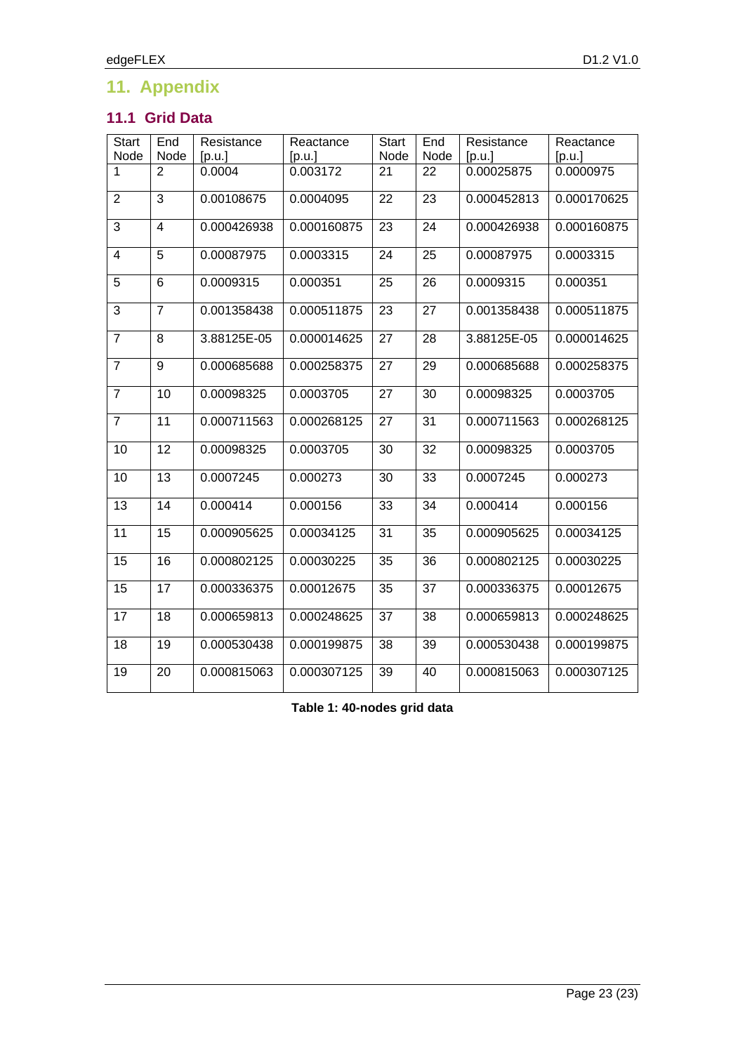# 11. Appendix

## 11.1 Grid Data

| Start Node | End Node | Resistance [p.u.] | Reactance [p.u.] | Start Node | End Node | Resistance [p.u.] | Reactance [p.u.] |
|---|---|---|---|---|---|---|---|
| 1 | 2 | 0.0004 | 0.003172 | 21 | 22 | 0.00025875 | 0.0000975 |
| 2 | 3 | 0.00108675 | 0.0004095 | 22 | 23 | 0.000452813 | 0.000170625 |
| 3 | 4 | 0.000426938 | 0.000160875 | 23 | 24 | 0.000426938 | 0.000160875 |
| 4 | 5 | 0.00087975 | 0.0003315 | 24 | 25 | 0.00087975 | 0.0003315 |
| 5 | 6 | 0.0009315 | 0.000351 | 25 | 26 | 0.0009315 | 0.000351 |
| 3 | 7 | 0.001358438 | 0.000511875 | 23 | 27 | 0.001358438 | 0.000511875 |
| 7 | 8 | 3.88125E-05 | 0.000014625 | 27 | 28 | 3.88125E-05 | 0.000014625 |
| 7 | 9 | 0.000685688 | 0.000258375 | 27 | 29 | 0.000685688 | 0.000258375 |
| 7 | 10 | 0.00098325 | 0.0003705 | 27 | 30 | 0.00098325 | 0.0003705 |
| 7 | 11 | 0.000711563 | 0.000268125 | 27 | 31 | 0.000711563 | 0.000268125 |
| 10 | 12 | 0.00098325 | 0.0003705 | 30 | 32 | 0.00098325 | 0.0003705 |
| 10 | 13 | 0.0007245 | 0.000273 | 30 | 33 | 0.0007245 | 0.000273 |
| 13 | 14 | 0.000414 | 0.000156 | 33 | 34 | 0.000414 | 0.000156 |
| 11 | 15 | 0.000905625 | 0.00034125 | 31 | 35 | 0.000905625 | 0.00034125 |
| 15 | 16 | 0.000802125 | 0.00030225 | 35 | 36 | 0.000802125 | 0.00030225 |
| 15 | 17 | 0.000336375 | 0.00012675 | 35 | 37 | 0.000336375 | 0.00012675 |
| 17 | 18 | 0.000659813 | 0.000248625 | 37 | 38 | 0.000659813 | 0.000248625 |
| 18 | 19 | 0.000530438 | 0.000199875 | 38 | 39 | 0.000530438 | 0.000199875 |
| 19 | 20 | 0.000815063 | 0.000307125 | 39 | 40 | 0.000815063 | 0.000307125 |

**Table 1: 40-nodes grid data**